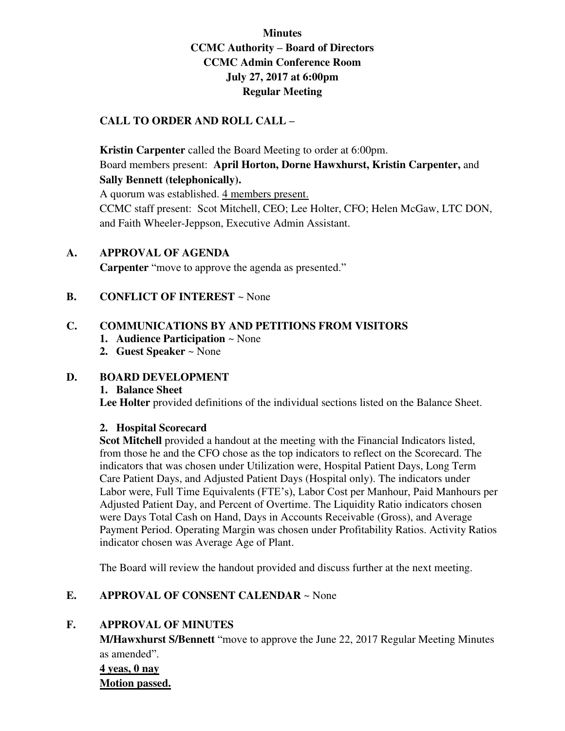**Minutes**
**CCMC Authority – Board of Directors**
**CCMC Admin Conference Room**
**July 27, 2017 at 6:00pm**
**Regular Meeting**

## CALL TO ORDER AND ROLL CALL –

**Kristin Carpenter** called the Board Meeting to order at 6:00pm.
Board members present: **April Horton, Dorne Hawxhurst, Kristin Carpenter,** and **Sally Bennett (telephonically).**
A quorum was established. <u>4 members present.</u>
CCMC staff present: Scot Mitchell, CEO; Lee Holter, CFO; Helen McGaw, LTC DON, and Faith Wheeler-Jeppson, Executive Admin Assistant.

## A. APPROVAL OF AGENDA

**Carpenter** "move to approve the agenda as presented."

## B. CONFLICT OF INTEREST ~ None

## C. COMMUNICATIONS BY AND PETITIONS FROM VISITORS

1. **Audience Participation** ~ None
2. **Guest Speaker** ~ None

## D. BOARD DEVELOPMENT

### 1. Balance Sheet

**Lee Holter** provided definitions of the individual sections listed on the Balance Sheet.

### 2. Hospital Scorecard

**Scot Mitchell** provided a handout at the meeting with the Financial Indicators listed, from those he and the CFO chose as the top indicators to reflect on the Scorecard. The indicators that was chosen under Utilization were, Hospital Patient Days, Long Term Care Patient Days, and Adjusted Patient Days (Hospital only). The indicators under Labor were, Full Time Equivalents (FTE's), Labor Cost per Manhour, Paid Manhours per Adjusted Patient Day, and Percent of Overtime. The Liquidity Ratio indicators chosen were Days Total Cash on Hand, Days in Accounts Receivable (Gross), and Average Payment Period. Operating Margin was chosen under Profitability Ratios. Activity Ratios indicator chosen was Average Age of Plant.

The Board will review the handout provided and discuss further at the next meeting.

## E. APPROVAL OF CONSENT CALENDAR ~ None

## F. APPROVAL OF MINUTES

**M/Hawxhurst S/Bennett** "move to approve the June 22, 2017 Regular Meeting Minutes as amended".

**<u>4 yeas, 0 nay</u>**
**<u>Motion passed.</u>**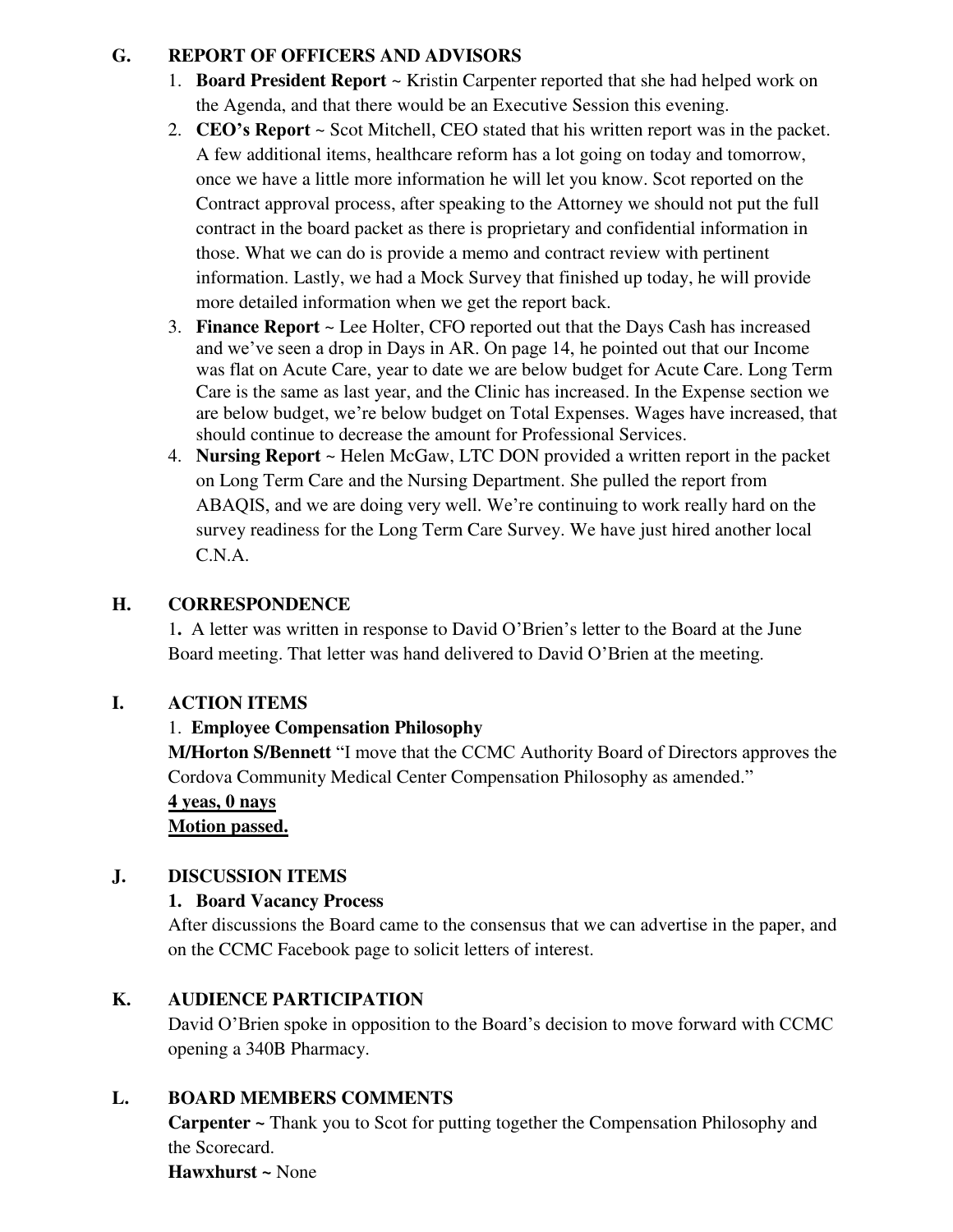## G. REPORT OF OFFICERS AND ADVISORS

1. **Board President Report** ~ Kristin Carpenter reported that she had helped work on the Agenda, and that there would be an Executive Session this evening.
2. **CEO's Report** ~ Scot Mitchell, CEO stated that his written report was in the packet. A few additional items, healthcare reform has a lot going on today and tomorrow, once we have a little more information he will let you know. Scot reported on the Contract approval process, after speaking to the Attorney we should not put the full contract in the board packet as there is proprietary and confidential information in those. What we can do is provide a memo and contract review with pertinent information. Lastly, we had a Mock Survey that finished up today, he will provide more detailed information when we get the report back.
3. **Finance Report** ~ Lee Holter, CFO reported out that the Days Cash has increased and we've seen a drop in Days in AR. On page 14, he pointed out that our Income was flat on Acute Care, year to date we are below budget for Acute Care. Long Term Care is the same as last year, and the Clinic has increased. In the Expense section we are below budget, we're below budget on Total Expenses. Wages have increased, that should continue to decrease the amount for Professional Services.
4. **Nursing Report** ~ Helen McGaw, LTC DON provided a written report in the packet on Long Term Care and the Nursing Department. She pulled the report from ABAQIS, and we are doing very well. We're continuing to work really hard on the survey readiness for the Long Term Care Survey. We have just hired another local C.N.A.

## H. CORRESPONDENCE

1. A letter was written in response to David O'Brien's letter to the Board at the June Board meeting. That letter was hand delivered to David O'Brien at the meeting.

## I. ACTION ITEMS

1. **Employee Compensation Philosophy**

**M/Horton S/Bennett** "I move that the CCMC Authority Board of Directors approves the Cordova Community Medical Center Compensation Philosophy as amended."

**4 yeas, 0 nays**

**Motion passed.**

## J. DISCUSSION ITEMS

1. **Board Vacancy Process**

After discussions the Board came to the consensus that we can advertise in the paper, and on the CCMC Facebook page to solicit letters of interest.

## K. AUDIENCE PARTICIPATION

David O'Brien spoke in opposition to the Board's decision to move forward with CCMC opening a 340B Pharmacy.

## L. BOARD MEMBERS COMMENTS

**Carpenter ~** Thank you to Scot for putting together the Compensation Philosophy and the Scorecard.

**Hawxhurst ~** None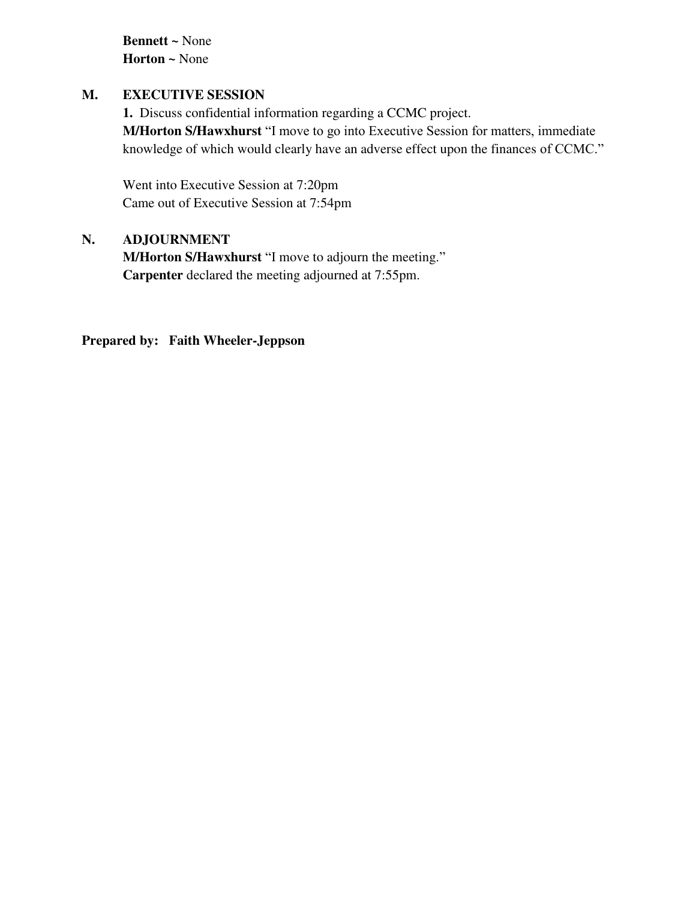**Bennett ~** None
**Horton ~** None

## M. EXECUTIVE SESSION

**1.** Discuss confidential information regarding a CCMC project.
**M/Horton S/Hawxhurst** "I move to go into Executive Session for matters, immediate knowledge of which would clearly have an adverse effect upon the finances of CCMC."

Went into Executive Session at 7:20pm
Came out of Executive Session at 7:54pm

## N. ADJOURNMENT

**M/Horton S/Hawxhurst** "I move to adjourn the meeting."
**Carpenter** declared the meeting adjourned at 7:55pm.

**Prepared by: Faith Wheeler-Jeppson**